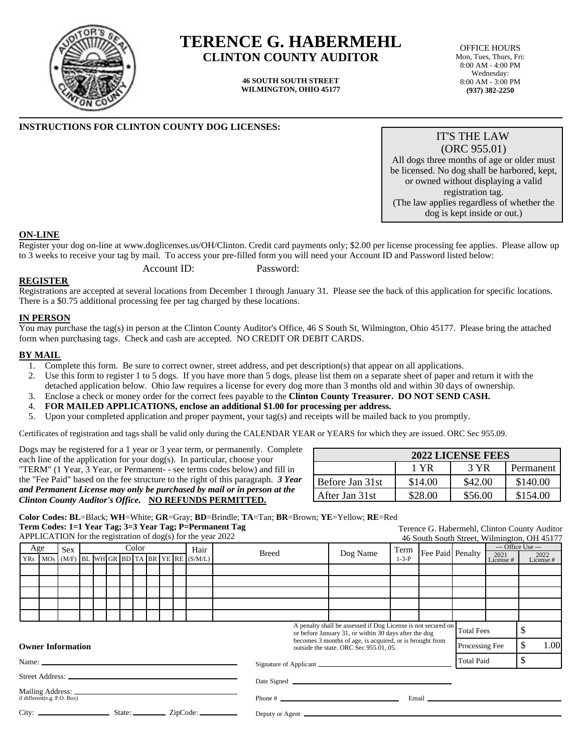# TERENCE G. HABERMEHL
## CLINTON COUNTY AUDITOR

**46 SOUTH SOUTH STREET**
**WILMINGTON, OHIO 45177**

OFFICE HOURS
Mon, Tues, Thurs, Fri:
8:00 AM - 4:00 PM
Wednesday:
8:00 AM - 3:00 PM
**(937) 382-2250**

---

**INSTRUCTIONS FOR CLINTON COUNTY DOG LICENSES:**

> IT'S THE LAW
> (ORC 955.01)
> All dogs three months of age or older must be licensed. No dog shall be harbored, kept, or owned without displaying a valid registration tag.
> (The law applies regardless of whether the dog is kept inside or out.)

**ON-LINE**

Register your dog on-line at www.doglicenses.us/OH/Clinton. Credit card payments only; $2.00 per license processing fee applies. Please allow up to 3 weeks to receive your tag by mail. To access your pre-filled form you will need your Account ID and Password listed below:

Account ID: Password:

**REGISTER**

Registrations are accepted at several locations from December 1 through January 31. Please see the back of this application for specific locations. There is a $0.75 additional processing fee per tag charged by these locations.

**IN PERSON**

You may purchase the tag(s) in person at the Clinton County Auditor's Office, 46 S South St, Wilmington, Ohio 45177. Please bring the attached form when purchasing tags. Check and cash are accepted. NO CREDIT OR DEBIT CARDS.

**BY MAIL**

1. Complete this form. Be sure to correct owner, street address, and pet description(s) that appear on all applications.
2. Use this form to register 1 to 5 dogs. If you have more than 5 dogs, please list them on a separate sheet of paper and return it with the detached application below. Ohio law requires a license for every dog more than 3 months old and within 30 days of ownership.
3. Enclose a check or money order for the correct fees payable to the **Clinton County Treasurer. DO NOT SEND CASH.**
4. **FOR MAILED APPLICATIONS, enclose an additional $1.00 for processing per address.**
5. Upon your completed application and proper payment, your tag(s) and receipts will be mailed back to you promptly.

Certificates of registration and tags shall be valid only during the CALENDAR YEAR or YEARS for which they are issued. ORC Sec 955.09.

Dogs may be registered for a 1 year or 3 year term, or permanently. Complete each line of the application for your dog(s). In particular, choose your "TERM" (1 Year, 3 Year, or Permanent- - see terms codes below) and fill in the "Fee Paid" based on the fee structure to the right of this paragraph. ***3 Year and Permanent License may only be purchased by mail or in person at the Clinton County Auditor's Office.*** **NO REFUNDS PERMITTED.**

| 2022 LICENSE FEES | | | |
|---|---|---|---|
| | 1 YR | 3 YR | Permanent |
| Before Jan 31st | $14.00 | $42.00 | $140.00 |
| After Jan 31st | $28.00 | $56.00 | $154.00 |

**Color Codes: BL**=Black; **WH**=White; **GR**=Gray; **BD**=Brindle; **TA**=Tan; **BR**=Brown; **YE**=Yellow; **RE**=Red
**Term Codes: 1=1 Year Tag; 3=3 Year Tag; P=Permanent Tag**
APPLICATION for the registration of dog(s) for the year 2022

Terence G. Habermehl, Clinton County Auditor
46 South South Street, Wilmington, OH 45177

| Age | | Sex | Color | | | | | | | | Hair | Breed | Dog Name | Term | Fee Paid | Penalty | --- Office Use --- | |
|---|---|---|---|---|---|---|---|---|---|---|---|---|---|---|---|---|---|---|
| YRs | MOs | (M/F) | BL | WH | GR | BD | TA | BR | YE | RE | (S/M/L) | | | 1-3-P | | | 2021 License # | 2022 License # |
| | | | | | | | | | | | | | | | | | | |
| | | | | | | | | | | | | | | | | | | |
| | | | | | | | | | | | | | | | | | | |
| | | | | | | | | | | | | | | | | | | |
| | | | | | | | | | | | | | | | | | | |

A penalty shall be assessed if Dog License is not secured on or before January 31, or within 30 days after the dog becomes 3 months of age, is acquired, or is brought from outside the state. ORC Sec 955.01, 05.

| | |
|---|---|
| Total Fees | $ |
| Processing Fee | $ 1.00 |
| Total Paid | $ |

**Owner Information**

Name: ______

Street Address: ______

Mailing Address: ______
if different(e.g. P.O. Box)

City: ______ State: ______ ZipCode: ______

Signature of Applicant ______

Date Signed ______

Phone # ______ Email ______

Deputy or Agent ______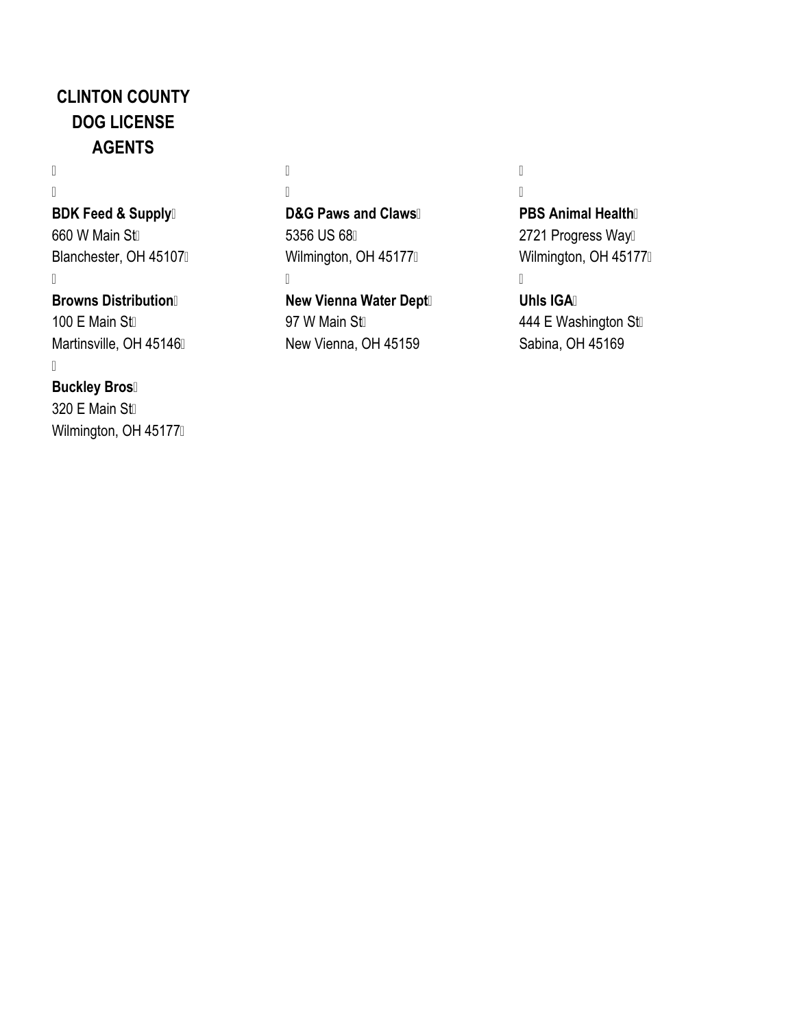# CLINTON COUNTY DOG LICENSE AGENTS

**BDK Feed & Supply**
660 W Main St
Blanchester, OH 45107

**Browns Distribution**
100 E Main St
Martinsville, OH 45146

**Buckley Bros**
320 E Main St
Wilmington, OH 45177

**D&G Paws and Claws**
5356 US 68
Wilmington, OH 45177

**New Vienna Water Dept**
97 W Main St
New Vienna, OH 45159

**PBS Animal Health**
2721 Progress Way
Wilmington, OH 45177

**Uhls IGA**
444 E Washington St
Sabina, OH 45169